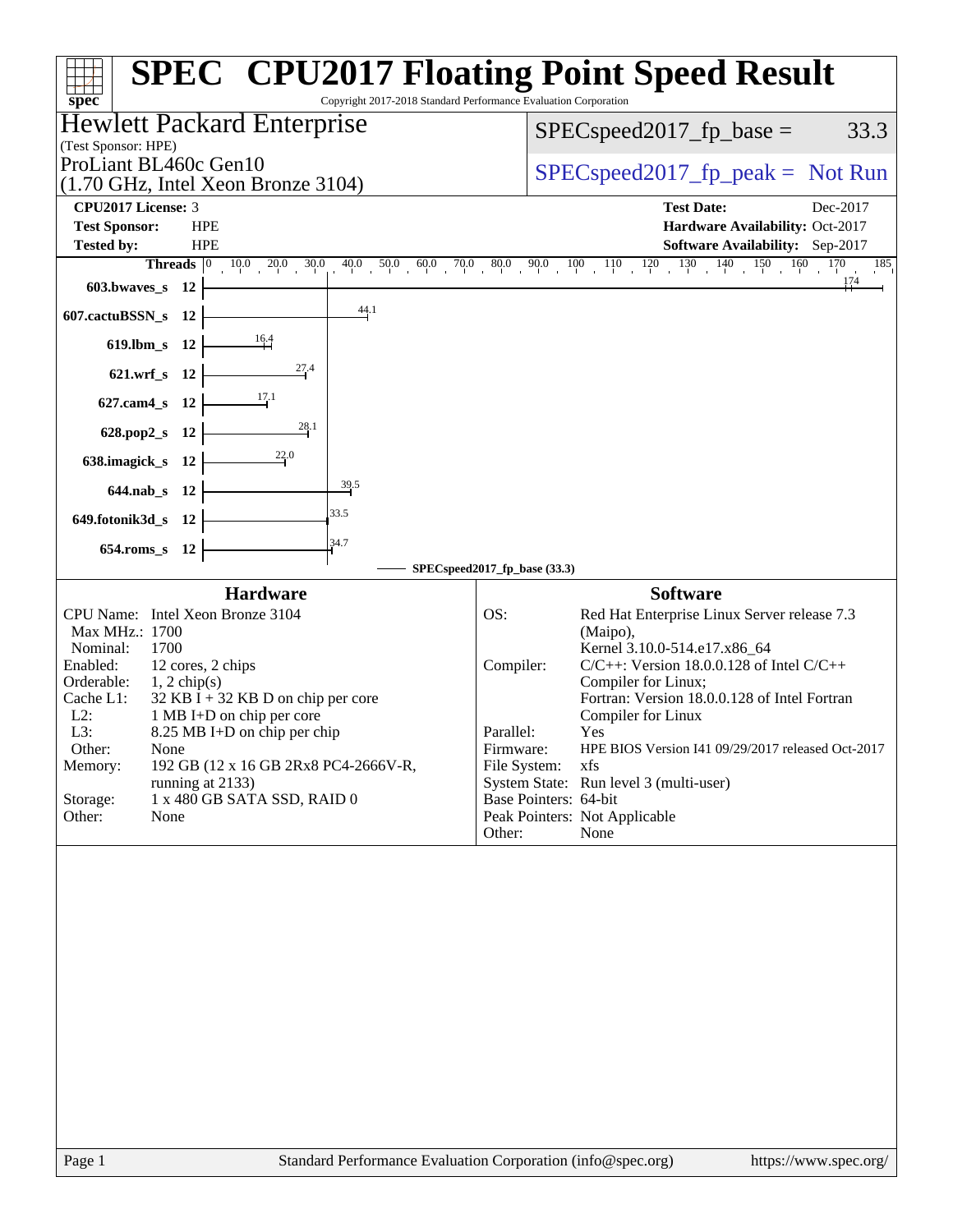# SPEC CPU2017 Floating Point Speed Result

Copyright 2017-2018 Standard Performance Evaluation Corporation

**Hewlett Packard Enterprise**
(Test Sponsor: HPE)

ProLiant BL460c Gen10
(1.70 GHz, Intel Xeon Bronze 3104)

SPECspeed2017_fp_base = 33.3

SPECspeed2017_fp_peak = Not Run

| | | | |
|---|---|---|---|
| **CPU2017 License:** | 3 | **Test Date:** | Dec-2017 |
| **Test Sponsor:** | HPE | **Hardware Availability:** | Oct-2017 |
| **Tested by:** | HPE | **Software Availability:** | Sep-2017 |

| Benchmark | Threads | SPECspeed2017_fp_base (33.3) |
|---|---|---|
| 603.bwaves_s | 12 | 174 |
| 607.cactuBSSN_s | 12 | 44.1 |
| 619.lbm_s | 12 | 16.4 |
| 621.wrf_s | 12 | 27.4 |
| 627.cam4_s | 12 | 17.1 |
| 628.pop2_s | 12 | 28.1 |
| 638.imagick_s | 12 | 22.0 |
| 644.nab_s | 12 | 39.5 |
| 649.fotonik3d_s | 12 | 33.5 |
| 654.roms_s | 12 | 34.7 |

## Hardware

| | |
|---|---|
| CPU Name: | Intel Xeon Bronze 3104 |
| Max MHz.: | 1700 |
| Nominal: | 1700 |
| Enabled: | 12 cores, 2 chips |
| Orderable: | 1, 2 chip(s) |
| Cache L1: | 32 KB I + 32 KB D on chip per core |
| L2: | 1 MB I+D on chip per core |
| L3: | 8.25 MB I+D on chip per chip |
| Other: | None |
| Memory: | 192 GB (12 x 16 GB 2Rx8 PC4-2666V-R, running at 2133) |
| Storage: | 1 x 480 GB SATA SSD, RAID 0 |
| Other: | None |

## Software

| | |
|---|---|
| OS: | Red Hat Enterprise Linux Server release 7.3 (Maipo), Kernel 3.10.0-514.el7.x86_64 |
| Compiler: | C/C++: Version 18.0.0.128 of Intel C/C++ Compiler for Linux; Fortran: Version 18.0.0.128 of Intel Fortran Compiler for Linux |
| Parallel: | Yes |
| Firmware: | HPE BIOS Version I41 09/29/2017 released Oct-2017 |
| File System: | xfs |
| System State: | Run level 3 (multi-user) |
| Base Pointers: | 64-bit |
| Peak Pointers: | Not Applicable |
| Other: | None |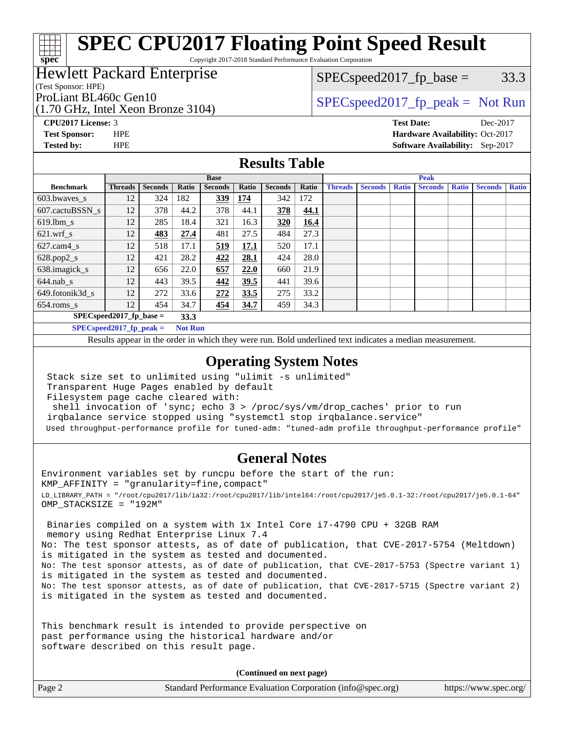# SPEC CPU2017 Floating Point Speed Result

Copyright 2017-2018 Standard Performance Evaluation Corporation

**Hewlett Packard Enterprise**
(Test Sponsor: HPE)

ProLiant BL460c Gen10
(1.70 GHz, Intel Xeon Bronze 3104)

SPECspeed2017_fp_base = 33.3

SPECspeed2017_fp_peak = Not Run

**CPU2017 License:** 3
**Test Sponsor:** HPE
**Tested by:** HPE

**Test Date:** Dec-2017
**Hardware Availability:** Oct-2017
**Software Availability:** Sep-2017

## Results Table

| Benchmark | Base | | | | | | | Peak | | | | | | |
|---|---|---|---|---|---|---|---|---|---|---|---|---|---|---|
| | Threads | Seconds | Ratio | Seconds | Ratio | Seconds | Ratio | Threads | Seconds | Ratio | Seconds | Ratio | Seconds | Ratio |
| 603.bwaves_s | 12 | 324 | 182 | **339** | **174** | 342 | 172 | | | | | | | |
| 607.cactuBSSN_s | 12 | 378 | 44.2 | 378 | 44.1 | **378** | **44.1** | | | | | | | |
| 619.lbm_s | 12 | 285 | 18.4 | 321 | 16.3 | **320** | **16.4** | | | | | | | |
| 621.wrf_s | 12 | **483** | **27.4** | 481 | 27.5 | 484 | 27.3 | | | | | | | |
| 627.cam4_s | 12 | 518 | 17.1 | **519** | **17.1** | 520 | 17.1 | | | | | | | |
| 628.pop2_s | 12 | 421 | 28.2 | **422** | **28.1** | 424 | 28.0 | | | | | | | |
| 638.imagick_s | 12 | 656 | 22.0 | **657** | **22.0** | 660 | 21.9 | | | | | | | |
| 644.nab_s | 12 | 443 | 39.5 | **442** | **39.5** | 441 | 39.6 | | | | | | | |
| 649.fotonik3d_s | 12 | 272 | 33.6 | **272** | **33.5** | 275 | 33.2 | | | | | | | |
| 654.roms_s | 12 | 454 | 34.7 | **454** | **34.7** | 459 | 34.3 | | | | | | | |

**SPECspeed2017_fp_base = 33.3**

**SPECspeed2017_fp_peak = Not Run**

Results appear in the order in which they were run. Bold underlined text indicates a median measurement.

## Operating System Notes

```
Stack size set to unlimited using "ulimit -s unlimited"
Transparent Huge Pages enabled by default
Filesystem page cache cleared with:
 shell invocation of 'sync; echo 3 > /proc/sys/vm/drop_caches' prior to run
irqbalance service stopped using "systemctl stop irqbalance.service"
Used throughput-performance profile for tuned-adm: "tuned-adm profile throughput-performance profile"
```

## General Notes

```
Environment variables set by runcpu before the start of the run:
KMP_AFFINITY = "granularity=fine,compact"
LD_LIBRARY_PATH = "/root/cpu2017/lib/ia32:/root/cpu2017/lib/intel64:/root/cpu2017/je5.0.1-32:/root/cpu2017/je5.0.1-64"
OMP_STACKSIZE = "192M"

 Binaries compiled on a system with 1x Intel Core i7-4790 CPU + 32GB RAM
 memory using Redhat Enterprise Linux 7.4
No: The test sponsor attests, as of date of publication, that CVE-2017-5754 (Meltdown)
is mitigated in the system as tested and documented.
No: The test sponsor attests, as of date of publication, that CVE-2017-5753 (Spectre variant 1)
is mitigated in the system as tested and documented.
No: The test sponsor attests, as of date of publication, that CVE-2017-5715 (Spectre variant 2)
is mitigated in the system as tested and documented.


This benchmark result is intended to provide perspective on
past performance using the historical hardware and/or
software described on this result page.
```

**(Continued on next page)**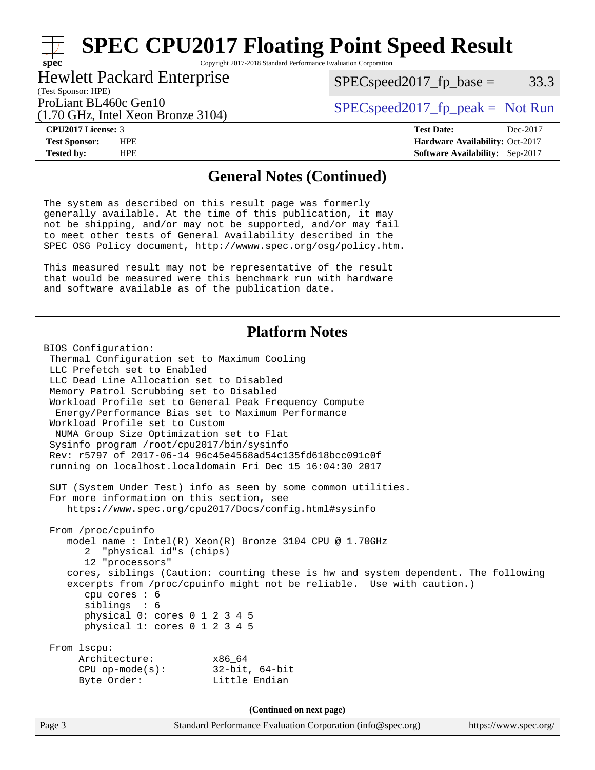## General Notes (Continued)

```
The system as described on this result page was formerly
generally available. At the time of this publication, it may
not be shipping, and/or may not be supported, and/or may fail
to meet other tests of General Availability described in the
SPEC OSG Policy document, http://wwww.spec.org/osg/policy.htm.

This measured result may not be representative of the result
that would be measured were this benchmark run with hardware
and software available as of the publication date.
```

## Platform Notes

```
BIOS Configuration:
 Thermal Configuration set to Maximum Cooling
 LLC Prefetch set to Enabled
 LLC Dead Line Allocation set to Disabled
 Memory Patrol Scrubbing set to Disabled
 Workload Profile set to General Peak Frequency Compute
  Energy/Performance Bias set to Maximum Performance
 Workload Profile set to Custom
  NUMA Group Size Optimization set to Flat
 Sysinfo program /root/cpu2017/bin/sysinfo
 Rev: r5797 of 2017-06-14 96c45e4568ad54c135fd618bcc091c0f
 running on localhost.localdomain Fri Dec 15 16:04:30 2017

 SUT (System Under Test) info as seen by some common utilities.
 For more information on this section, see
    https://www.spec.org/cpu2017/Docs/config.html#sysinfo

 From /proc/cpuinfo
    model name : Intel(R) Xeon(R) Bronze 3104 CPU @ 1.70GHz
       2  "physical id"s (chips)
       12 "processors"
    cores, siblings (Caution: counting these is hw and system dependent. The following
    excerpts from /proc/cpuinfo might not be reliable.  Use with caution.)
       cpu cores : 6
       siblings  : 6
       physical 0: cores 0 1 2 3 4 5
       physical 1: cores 0 1 2 3 4 5

 From lscpu:
      Architecture:          x86_64
      CPU op-mode(s):        32-bit, 64-bit
      Byte Order:            Little Endian
```

(Continued on next page)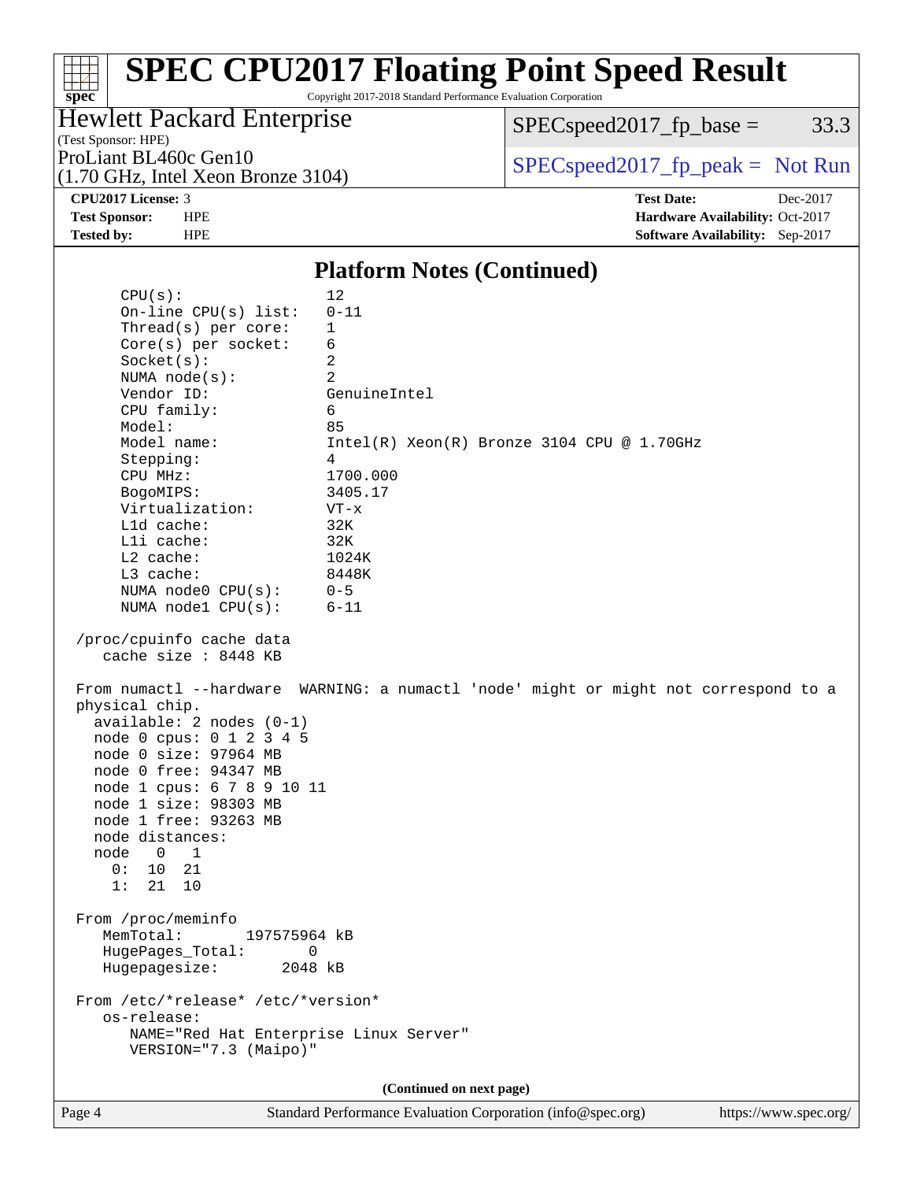## Platform Notes (Continued)

```
      CPU(s):                12
      On-line CPU(s) list:   0-11
      Thread(s) per core:    1
      Core(s) per socket:    6
      Socket(s):             2
      NUMA node(s):          2
      Vendor ID:             GenuineIntel
      CPU family:            6
      Model:                 85
      Model name:            Intel(R) Xeon(R) Bronze 3104 CPU @ 1.70GHz
      Stepping:              4
      CPU MHz:               1700.000
      BogoMIPS:              3405.17
      Virtualization:        VT-x
      L1d cache:             32K
      L1i cache:             32K
      L2 cache:              1024K
      L3 cache:              8448K
      NUMA node0 CPU(s):     0-5
      NUMA node1 CPU(s):     6-11

 /proc/cpuinfo cache data
    cache size : 8448 KB

 From numactl --hardware  WARNING: a numactl 'node' might or might not correspond to a
 physical chip.
   available: 2 nodes (0-1)
   node 0 cpus: 0 1 2 3 4 5
   node 0 size: 97964 MB
   node 0 free: 94347 MB
   node 1 cpus: 6 7 8 9 10 11
   node 1 size: 98303 MB
   node 1 free: 93263 MB
   node distances:
   node   0   1
     0:  10  21
     1:  21  10

 From /proc/meminfo
    MemTotal:       197575964 kB
    HugePages_Total:       0
    Hugepagesize:       2048 kB

 From /etc/*release* /etc/*version*
    os-release:
       NAME="Red Hat Enterprise Linux Server"
       VERSION="7.3 (Maipo)"
```

(Continued on next page)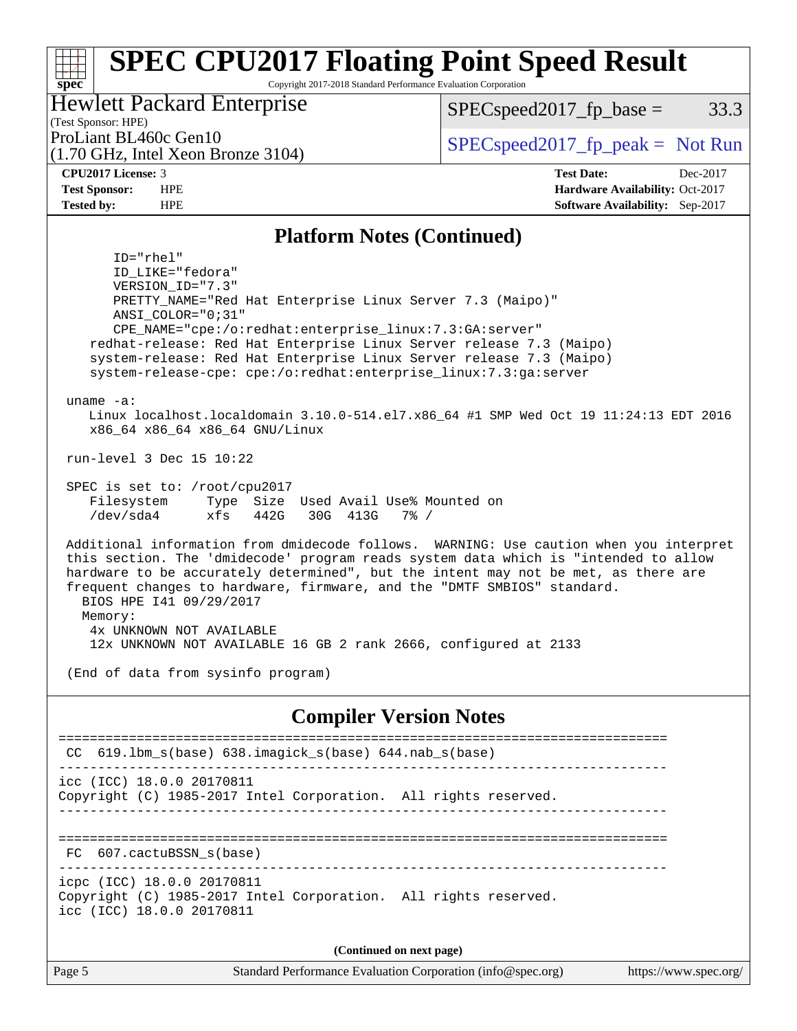## Platform Notes (Continued)

```
      ID="rhel"
      ID_LIKE="fedora"
      VERSION_ID="7.3"
      PRETTY_NAME="Red Hat Enterprise Linux Server 7.3 (Maipo)"
      ANSI_COLOR="0;31"
      CPE_NAME="cpe:/o:redhat:enterprise_linux:7.3:GA:server"
   redhat-release: Red Hat Enterprise Linux Server release 7.3 (Maipo)
   system-release: Red Hat Enterprise Linux Server release 7.3 (Maipo)
   system-release-cpe: cpe:/o:redhat:enterprise_linux:7.3:ga:server

uname -a:
   Linux localhost.localdomain 3.10.0-514.el7.x86_64 #1 SMP Wed Oct 19 11:24:13 EDT 2016
   x86_64 x86_64 x86_64 GNU/Linux

run-level 3 Dec 15 10:22

SPEC is set to: /root/cpu2017
   Filesystem     Type  Size  Used Avail Use% Mounted on
   /dev/sda4      xfs   442G   30G  413G   7% /

Additional information from dmidecode follows.  WARNING: Use caution when you interpret
this section. The 'dmidecode' program reads system data which is "intended to allow
hardware to be accurately determined", but the intent may not be met, as there are
frequent changes to hardware, firmware, and the "DMTF SMBIOS" standard.
  BIOS HPE I41 09/29/2017
  Memory:
   4x UNKNOWN NOT AVAILABLE
   12x UNKNOWN NOT AVAILABLE 16 GB 2 rank 2666, configured at 2133

(End of data from sysinfo program)
```

## Compiler Version Notes

```
==============================================================================
 CC  619.lbm_s(base) 638.imagick_s(base) 644.nab_s(base)
------------------------------------------------------------------------------
icc (ICC) 18.0.0 20170811
Copyright (C) 1985-2017 Intel Corporation.  All rights reserved.
------------------------------------------------------------------------------

==============================================================================
 FC  607.cactuBSSN_s(base)
------------------------------------------------------------------------------
icpc (ICC) 18.0.0 20170811
Copyright (C) 1985-2017 Intel Corporation.  All rights reserved.
icc (ICC) 18.0.0 20170811
```

(Continued on next page)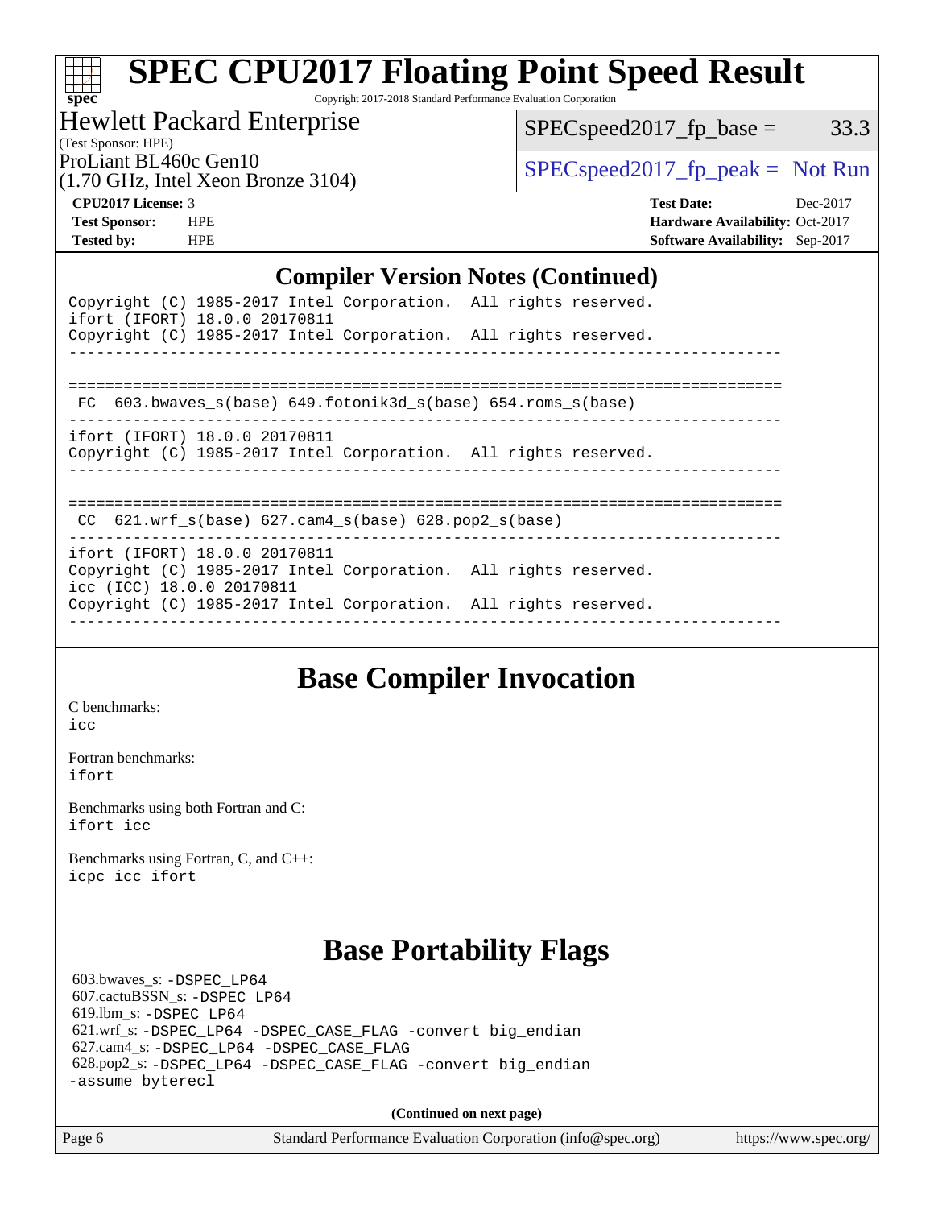# SPEC CPU2017 Floating Point Speed Result

Copyright 2017-2018 Standard Performance Evaluation Corporation

**Hewlett Packard Enterprise**
(Test Sponsor: HPE)
ProLiant BL460c Gen10
(1.70 GHz, Intel Xeon Bronze 3104)

SPECspeed2017_fp_base = 33.3
SPECspeed2017_fp_peak = Not Run

| | | | |
|---|---|---|---|
| **CPU2017 License:** | 3 | **Test Date:** | Dec-2017 |
| **Test Sponsor:** | HPE | **Hardware Availability:** | Oct-2017 |
| **Tested by:** | HPE | **Software Availability:** | Sep-2017 |

## Compiler Version Notes (Continued)

```
Copyright (C) 1985-2017 Intel Corporation.  All rights reserved.
ifort (IFORT) 18.0.0 20170811
Copyright (C) 1985-2017 Intel Corporation.  All rights reserved.
------------------------------------------------------------------------------

==============================================================================
 FC  603.bwaves_s(base) 649.fotonik3d_s(base) 654.roms_s(base)
------------------------------------------------------------------------------
ifort (IFORT) 18.0.0 20170811
Copyright (C) 1985-2017 Intel Corporation.  All rights reserved.
------------------------------------------------------------------------------

==============================================================================
 CC  621.wrf_s(base) 627.cam4_s(base) 628.pop2_s(base)
------------------------------------------------------------------------------
ifort (IFORT) 18.0.0 20170811
Copyright (C) 1985-2017 Intel Corporation.  All rights reserved.
icc (ICC) 18.0.0 20170811
Copyright (C) 1985-2017 Intel Corporation.  All rights reserved.
------------------------------------------------------------------------------
```

## Base Compiler Invocation

C benchmarks:
icc

Fortran benchmarks:
ifort

Benchmarks using both Fortran and C:
ifort icc

Benchmarks using Fortran, C, and C++:
icpc icc ifort

## Base Portability Flags

603.bwaves_s: -DSPEC_LP64
607.cactuBSSN_s: -DSPEC_LP64
619.lbm_s: -DSPEC_LP64
621.wrf_s: -DSPEC_LP64 -DSPEC_CASE_FLAG -convert big_endian
627.cam4_s: -DSPEC_LP64 -DSPEC_CASE_FLAG
628.pop2_s: -DSPEC_LP64 -DSPEC_CASE_FLAG -convert big_endian
-assume byterecl

**(Continued on next page)**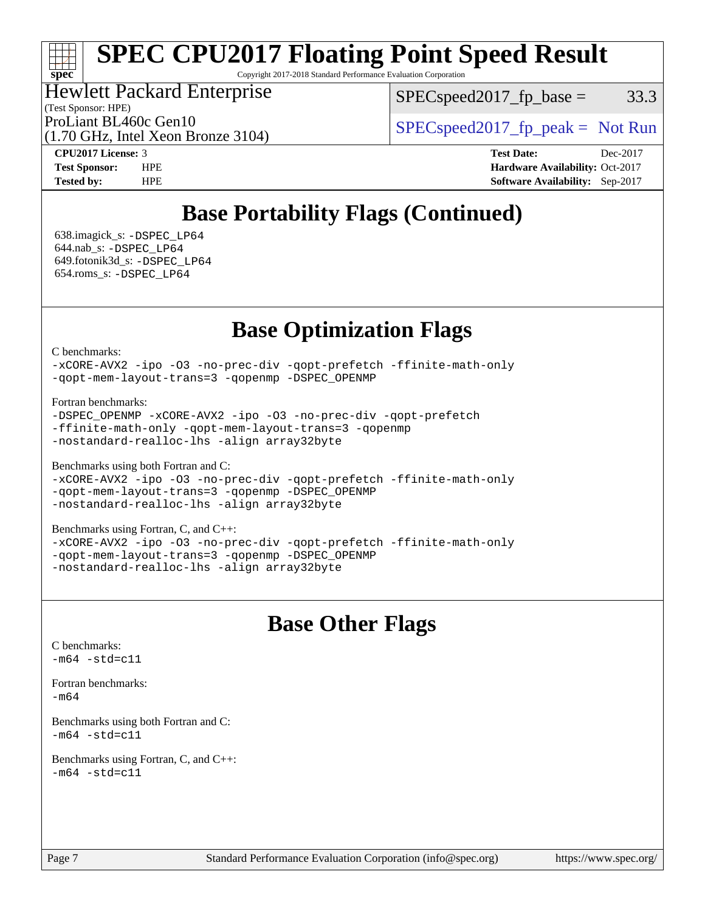# Base Portability Flags (Continued)

638.imagick_s: -DSPEC_LP64
644.nab_s: -DSPEC_LP64
649.fotonik3d_s: -DSPEC_LP64
654.roms_s: -DSPEC_LP64

# Base Optimization Flags

C benchmarks:
```
-xCORE-AVX2 -ipo -O3 -no-prec-div -qopt-prefetch -ffinite-math-only
-qopt-mem-layout-trans=3 -qopenmp -DSPEC_OPENMP
```

Fortran benchmarks:
```
-DSPEC_OPENMP -xCORE-AVX2 -ipo -O3 -no-prec-div -qopt-prefetch
-ffinite-math-only -qopt-mem-layout-trans=3 -qopenmp
-nostandard-realloc-lhs -align array32byte
```

Benchmarks using both Fortran and C:
```
-xCORE-AVX2 -ipo -O3 -no-prec-div -qopt-prefetch -ffinite-math-only
-qopt-mem-layout-trans=3 -qopenmp -DSPEC_OPENMP
-nostandard-realloc-lhs -align array32byte
```

Benchmarks using Fortran, C, and C++:
```
-xCORE-AVX2 -ipo -O3 -no-prec-div -qopt-prefetch -ffinite-math-only
-qopt-mem-layout-trans=3 -qopenmp -DSPEC_OPENMP
-nostandard-realloc-lhs -align array32byte
```

# Base Other Flags

C benchmarks:
```
-m64 -std=c11
```

Fortran benchmarks:
```
-m64
```

Benchmarks using both Fortran and C:
```
-m64 -std=c11
```

Benchmarks using Fortran, C, and C++:
```
-m64 -std=c11
```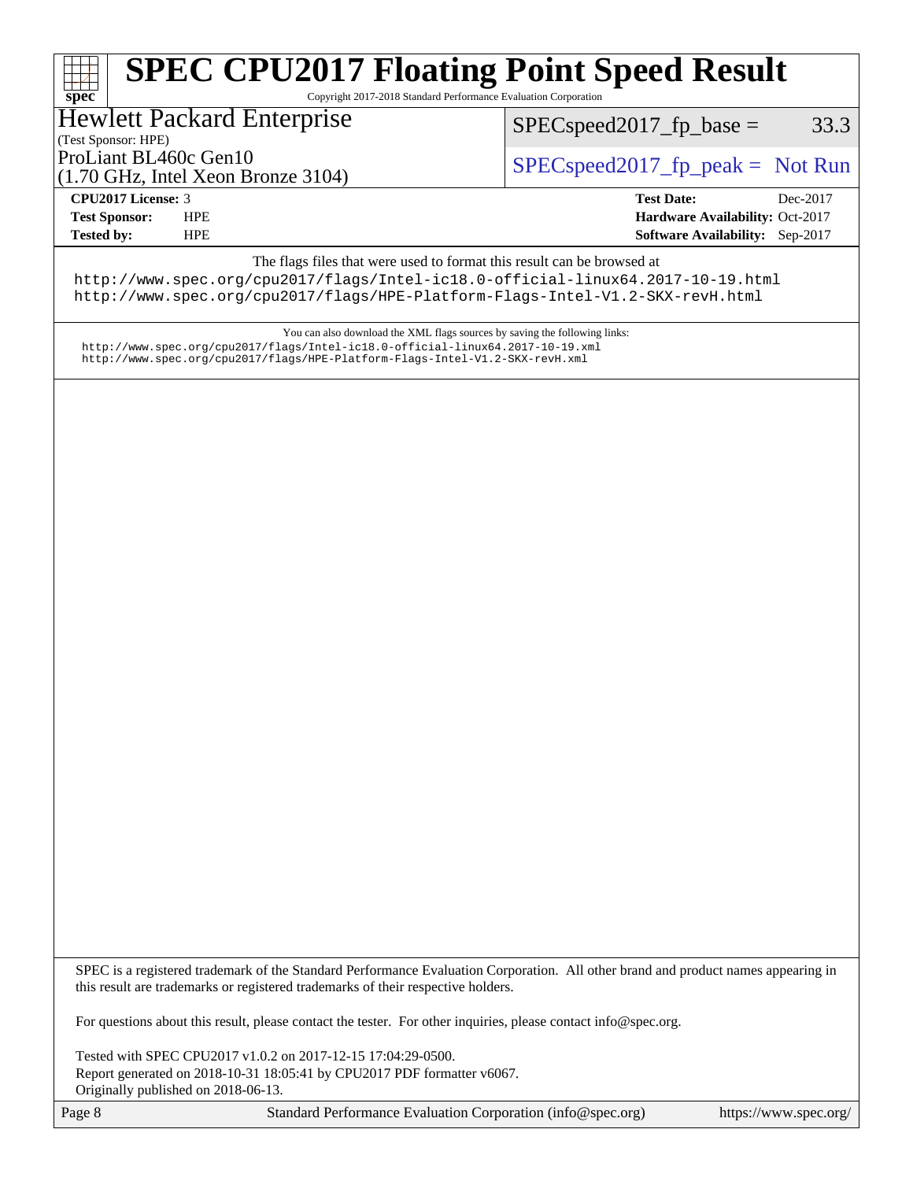The flags files that were used to format this result can be browsed at

http://www.spec.org/cpu2017/flags/Intel-ic18.0-official-linux64.2017-10-19.html
http://www.spec.org/cpu2017/flags/HPE-Platform-Flags-Intel-V1.2-SKX-revH.html

You can also download the XML flags sources by saving the following links:

http://www.spec.org/cpu2017/flags/Intel-ic18.0-official-linux64.2017-10-19.xml
http://www.spec.org/cpu2017/flags/HPE-Platform-Flags-Intel-V1.2-SKX-revH.xml

SPEC is a registered trademark of the Standard Performance Evaluation Corporation. All other brand and product names appearing in this result are trademarks or registered trademarks of their respective holders.

For questions about this result, please contact the tester. For other inquiries, please contact info@spec.org.

Tested with SPEC CPU2017 v1.0.2 on 2017-12-15 17:04:29-0500.
Report generated on 2018-10-31 18:05:41 by CPU2017 PDF formatter v6067.
Originally published on 2018-06-13.